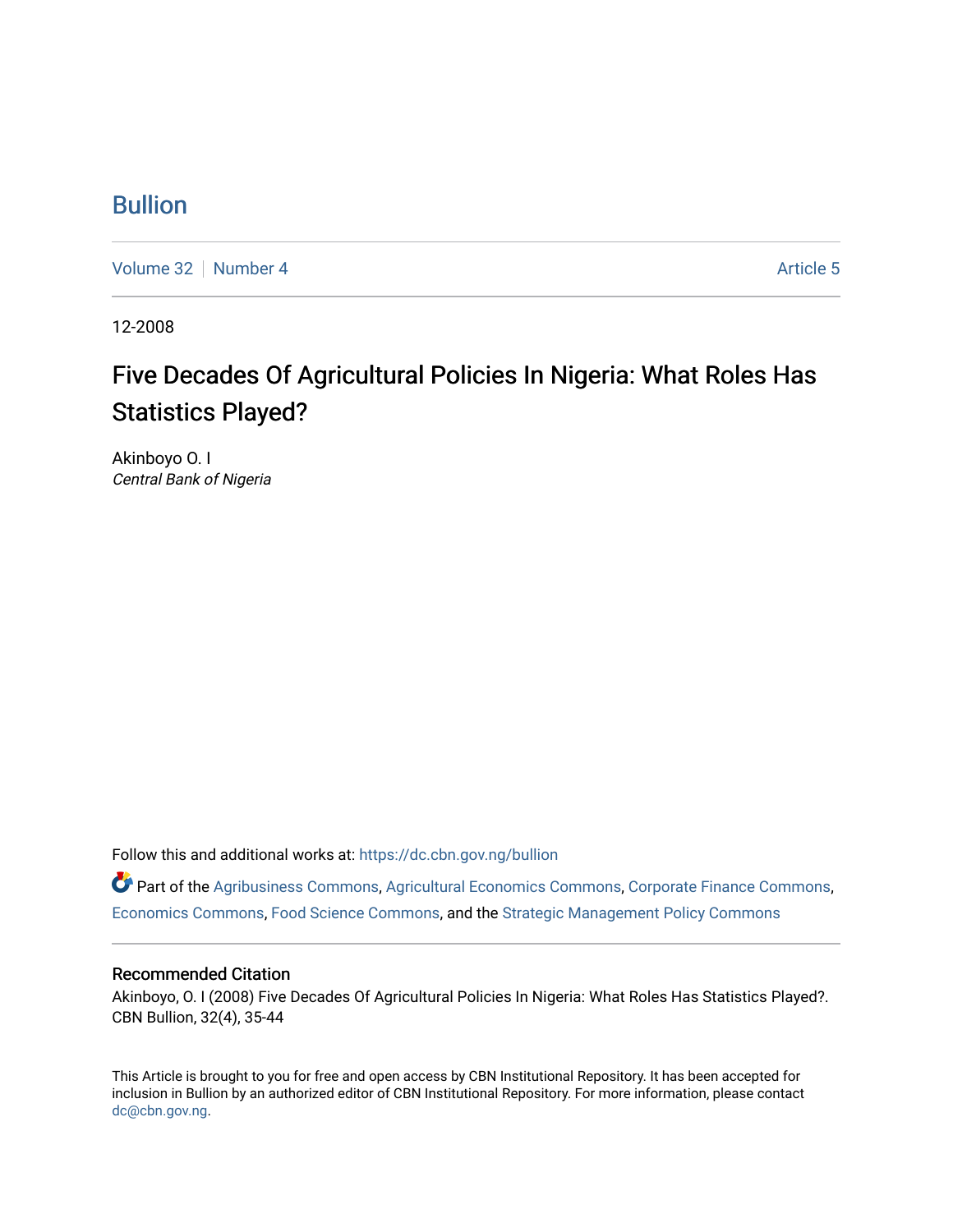# Bullion

Volume 32 | Number 4 Article 5

12-2008

## Five Decades Of Agricultural Policies In Nigeria: What Roles Has Statistics Played?

Akinboyo O. I
*Central Bank of Nigeria*

Follow this and additional works at: https://dc.cbn.gov.ng/bullion

Part of the Agribusiness Commons, Agricultural Economics Commons, Corporate Finance Commons, Economics Commons, Food Science Commons, and the Strategic Management Policy Commons

### Recommended Citation

Akinboyo, O. I (2008) Five Decades Of Agricultural Policies In Nigeria: What Roles Has Statistics Played?. CBN Bullion, 32(4), 35-44

This Article is brought to you for free and open access by CBN Institutional Repository. It has been accepted for inclusion in Bullion by an authorized editor of CBN Institutional Repository. For more information, please contact dc@cbn.gov.ng.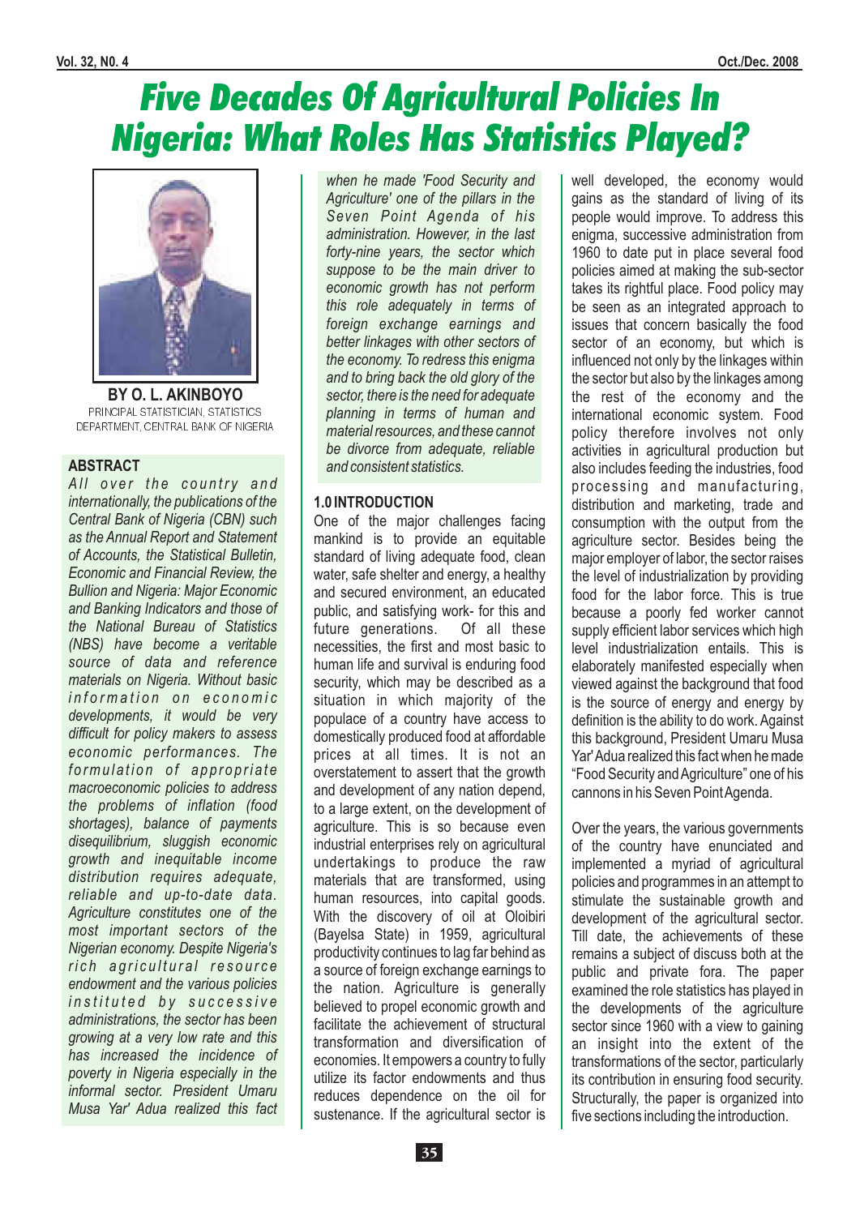# Five Decades Of Agricultural Policies In Nigeria: What Roles Has Statistics Played?

**BY O. L. AKINBOYO**
PRINCIPAL STATISTICIAN, STATISTICS DEPARTMENT, CENTRAL BANK OF NIGERIA

## ABSTRACT

*All over the country and internationally, the publications of the Central Bank of Nigeria (CBN) such as the Annual Report and Statement of Accounts, the Statistical Bulletin, Economic and Financial Review, the Bullion and Nigeria: Major Economic and Banking Indicators and those of the National Bureau of Statistics (NBS) have become a veritable source of data and reference materials on Nigeria. Without basic information on economic developments, it would be very difficult for policy makers to assess economic performances. The formulation of appropriate macroeconomic policies to address the problems of inflation (food shortages), balance of payments disequilibrium, sluggish economic growth and inequitable income distribution requires adequate, reliable and up-to-date data. Agriculture constitutes one of the most important sectors of the Nigerian economy. Despite Nigeria's rich agricultural resource endowment and the various policies instituted by successive administrations, the sector has been growing at a very low rate and this has increased the incidence of poverty in Nigeria especially in the informal sector. President Umaru Musa Yar' Adua realized this fact when he made 'Food Security and Agriculture' one of the pillars in the Seven Point Agenda of his administration. However, in the last forty-nine years, the sector which suppose to be the main driver to economic growth has not perform this role adequately in terms of foreign exchange earnings and better linkages with other sectors of the economy. To redress this enigma and to bring back the old glory of the sector, there is the need for adequate planning in terms of human and material resources, and these cannot be divorce from adequate, reliable and consistent statistics.*

## 1.0 INTRODUCTION

One of the major challenges facing mankind is to provide an equitable standard of living adequate food, clean water, safe shelter and energy, a healthy and secured environment, an educated public, and satisfying work- for this and future generations. Of all these necessities, the first and most basic to human life and survival is enduring food security, which may be described as a situation in which majority of the populace of a country have access to domestically produced food at affordable prices at all times. It is not an overstatement to assert that the growth and development of any nation depend, to a large extent, on the development of agriculture. This is so because even industrial enterprises rely on agricultural undertakings to produce the raw materials that are transformed, using human resources, into capital goods. With the discovery of oil at Oloibiri (Bayelsa State) in 1959, agricultural productivity continues to lag far behind as a source of foreign exchange earnings to the nation. Agriculture is generally believed to propel economic growth and facilitate the achievement of structural transformation and diversification of economies. It empowers a country to fully utilize its factor endowments and thus reduces dependence on the oil for sustenance. If the agricultural sector is well developed, the economy would gains as the standard of living of its people would improve. To address this enigma, successive administration from 1960 to date put in place several food policies aimed at making the sub-sector takes its rightful place. Food policy may be seen as an integrated approach to issues that concern basically the food sector of an economy, but which is influenced not only by the linkages within the sector but also by the linkages among the rest of the economy and the international economic system. Food policy therefore involves not only activities in agricultural production but also includes feeding the industries, food processing and manufacturing, distribution and marketing, trade and consumption with the output from the agriculture sector. Besides being the major employer of labor, the sector raises the level of industrialization by providing food for the labor force. This is true because a poorly fed worker cannot supply efficient labor services which high level industrialization entails. This is elaborately manifested especially when viewed against the background that food is the source of energy and energy by definition is the ability to do work. Against this background, President Umaru Musa Yar' Adua realized this fact when he made "Food Security and Agriculture" one of his cannons in his Seven Point Agenda.

Over the years, the various governments of the country have enunciated and implemented a myriad of agricultural policies and programmes in an attempt to stimulate the sustainable growth and development of the agricultural sector. Till date, the achievements of these remains a subject of discuss both at the public and private fora. The paper examined the role statistics has played in the developments of the agriculture sector since 1960 with a view to gaining an insight into the extent of the transformations of the sector, particularly its contribution in ensuring food security. Structurally, the paper is organized into five sections including the introduction.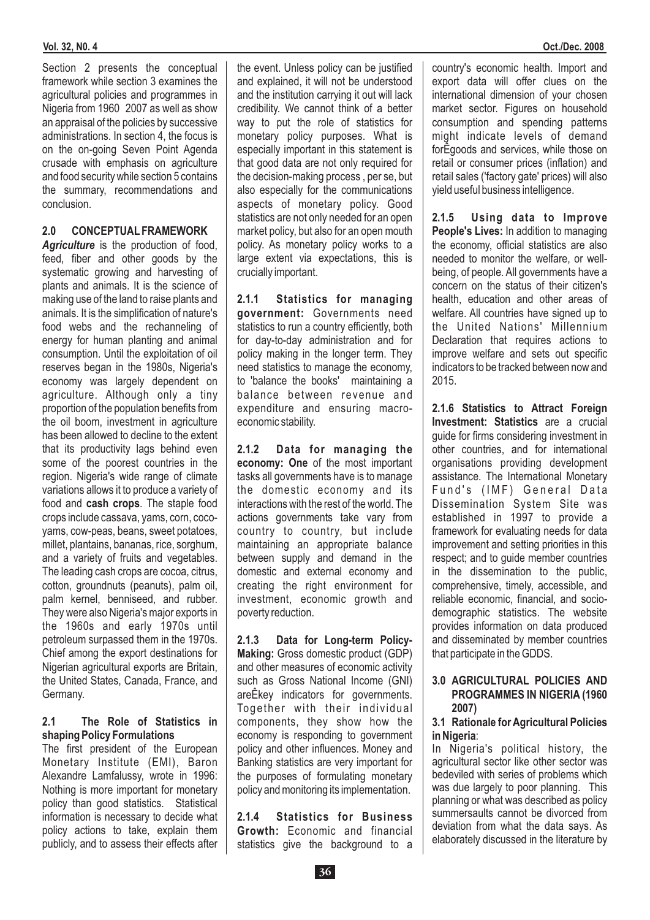Section 2 presents the conceptual framework while section 3 examines the agricultural policies and programmes in Nigeria from 1960 2007 as well as show an appraisal of the policies by successive administrations. In section 4, the focus is on the on-going Seven Point Agenda crusade with emphasis on agriculture and food security while section 5 contains the summary, recommendations and conclusion.

## 2.0 CONCEPTUAL FRAMEWORK

***Agriculture*** is the production of food, feed, fiber and other goods by the systematic growing and harvesting of plants and animals. It is the science of making use of the land to raise plants and animals. It is the simplification of nature's food webs and the rechanneling of energy for human planting and animal consumption. Until the exploitation of oil reserves began in the 1980s, Nigeria's economy was largely dependent on agriculture. Although only a tiny proportion of the population benefits from the oil boom, investment in agriculture has been allowed to decline to the extent that its productivity lags behind even some of the poorest countries in the region. Nigeria's wide range of climate variations allows it to produce a variety of food and **cash crops**. The staple food crops include cassava, yams, corn, coco-yams, cow-peas, beans, sweet potatoes, millet, plantains, bananas, rice, sorghum, and a variety of fruits and vegetables. The leading cash crops are cocoa, citrus, cotton, groundnuts (peanuts), palm oil, palm kernel, benniseed, and rubber. They were also Nigeria's major exports in the 1960s and early 1970s until petroleum surpassed them in the 1970s. Chief among the export destinations for Nigerian agricultural exports are Britain, the United States, Canada, France, and Germany.

### 2.1 The Role of Statistics in shaping Policy Formulations

The first president of the European Monetary Institute (EMI), Baron Alexandre Lamfalussy, wrote in 1996: Nothing is more important for monetary policy than good statistics. Statistical information is necessary to decide what policy actions to take, explain them publicly, and to assess their effects after the event. Unless policy can be justified and explained, it will not be understood and the institution carrying it out will lack credibility. We cannot think of a better way to put the role of statistics for monetary policy purposes. What is especially important in this statement is that good data are not only required for the decision-making process , per se, but also especially for the communications aspects of monetary policy. Good statistics are not only needed for an open market policy, but also for an open mouth policy. As monetary policy works to a large extent via expectations, this is crucially important.

**2.1.1 Statistics for managing government:** Governments need statistics to run a country efficiently, both for day-to-day administration and for policy making in the longer term. They need statistics to manage the economy, to 'balance the books' maintaining a balance between revenue and expenditure and ensuring macro-economic stability.

**2.1.2 Data for managing the economy: One** of the most important tasks all governments have is to manage the domestic economy and its interactions with the rest of the world. The actions governments take vary from country to country, but include maintaining an appropriate balance between supply and demand in the domestic and external economy and creating the right environment for investment, economic growth and poverty reduction.

**2.1.3 Data for Long-term Policy-Making:** Gross domestic product (GDP) and other measures of economic activity such as Gross National Income (GNI) areÊkey indicators for governments. Together with their individual components, they show how the economy is responding to government policy and other influences. Money and Banking statistics are very important for the purposes of formulating monetary policy and monitoring its implementation.

**2.1.4 Statistics for Business Growth:** Economic and financial statistics give the background to a country's economic health. Import and export data will offer clues on the international dimension of your chosen market sector. Figures on household consumption and spending patterns might indicate levels of demand forÊgoods and services, while those on retail or consumer prices (inflation) and retail sales ('factory gate' prices) will also yield useful business intelligence.

**2.1.5 Using data to Improve People's Lives:** In addition to managing the economy, official statistics are also needed to monitor the welfare, or well-being, of people. All governments have a concern on the status of their citizen's health, education and other areas of welfare. All countries have signed up to the United Nations' Millennium Declaration that requires actions to improve welfare and sets out specific indicators to be tracked between now and 2015.

**2.1.6 Statistics to Attract Foreign Investment: Statistics** are a crucial guide for firms considering investment in other countries, and for international organisations providing development assistance. The International Monetary Fund's (IMF) General Data Dissemination System Site was established in 1997 to provide a framework for evaluating needs for data improvement and setting priorities in this respect; and to guide member countries in the dissemination to the public, comprehensive, timely, accessible, and reliable economic, financial, and socio-demographic statistics. The website provides information on data produced and disseminated by member countries that participate in the GDDS.

## 3.0 AGRICULTURAL POLICIES AND PROGRAMMES IN NIGERIA (1960 2007)

### 3.1 Rationale for Agricultural Policies in Nigeria:

In Nigeria's political history, the agricultural sector like other sector was bedeviled with series of problems which was due largely to poor planning. This planning or what was described as policy summersaults cannot be divorced from deviation from what the data says. As elaborately discussed in the literature by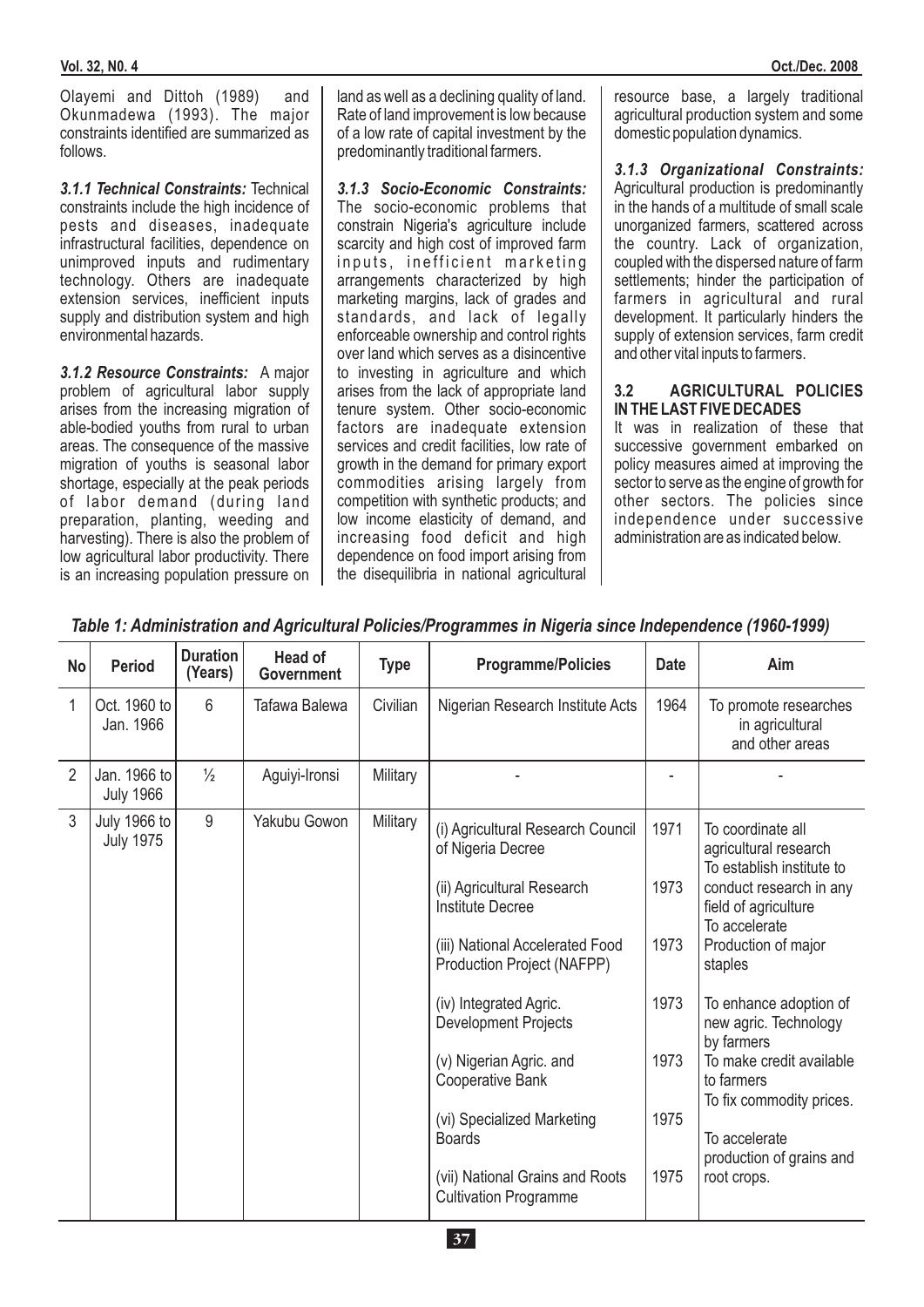Olayemi and Dittoh (1989) and Okunmadewa (1993). The major constraints identified are summarized as follows.

***3.1.1 Technical Constraints:*** Technical constraints include the high incidence of pests and diseases, inadequate infrastructural facilities, dependence on unimproved inputs and rudimentary technology. Others are inadequate extension services, inefficient inputs supply and distribution system and high environmental hazards.

***3.1.2 Resource Constraints:*** A major problem of agricultural labor supply arises from the increasing migration of able-bodied youths from rural to urban areas. The consequence of the massive migration of youths is seasonal labor shortage, especially at the peak periods of labor demand (during land preparation, planting, weeding and harvesting). There is also the problem of low agricultural labor productivity. There is an increasing population pressure on land as well as a declining quality of land. Rate of land improvement is low because of a low rate of capital investment by the predominantly traditional farmers.

***3.1.3 Socio-Economic Constraints:*** The socio-economic problems that constrain Nigeria's agriculture include scarcity and high cost of improved farm inputs, inefficient marketing arrangements characterized by high marketing margins, lack of grades and standards, and lack of legally enforceable ownership and control rights over land which serves as a disincentive to investing in agriculture and which arises from the lack of appropriate land tenure system. Other socio-economic factors are inadequate extension services and credit facilities, low rate of growth in the demand for primary export commodities arising largely from competition with synthetic products; and low income elasticity of demand, and increasing food deficit and high dependence on food import arising from the disequilibria in national agricultural resource base, a largely traditional agricultural production system and some domestic population dynamics.

***3.1.3 Organizational Constraints:*** Agricultural production is predominantly in the hands of a multitude of small scale unorganized farmers, scattered across the country. Lack of organization, coupled with the dispersed nature of farm settlements; hinder the participation of farmers in agricultural and rural development. It particularly hinders the supply of extension services, farm credit and other vital inputs to farmers.

### 3.2 AGRICULTURAL POLICIES IN THE LAST FIVE DECADES

It was in realization of these that successive government embarked on policy measures aimed at improving the sector to serve as the engine of growth for other sectors. The policies since independence under successive administration are as indicated below.

***Table 1: Administration and Agricultural Policies/Programmes in Nigeria since Independence (1960-1999)***

| No | Period | Duration (Years) | Head of Government | Type | Programme/Policies | Date | Aim |
|---|---|---|---|---|---|---|---|
| 1 | Oct. 1960 to Jan. 1966 | 6 | Tafawa Balewa | Civilian | Nigerian Research Institute Acts | 1964 | To promote researches in agricultural and other areas |
| 2 | Jan. 1966 to July 1966 | ½ | Aguiyi-Ironsi | Military | - | - | - |
| 3 | July 1966 to July 1975 | 9 | Yakubu Gowon | Military | (i) Agricultural Research Council of Nigeria Decree | 1971 | To coordinate all agricultural research |
| | | | | | (ii) Agricultural Research Institute Decree | 1973 | To establish institute to conduct research in any field of agriculture |
| | | | | | (iii) National Accelerated Food Production Project (NAFPP) | 1973 | To accelerate Production of major staples |
| | | | | | (iv) Integrated Agric. Development Projects | 1973 | To enhance adoption of new agric. Technology by farmers |
| | | | | | (v) Nigerian Agric. and Cooperative Bank | 1973 | To make credit available to farmers |
| | | | | | (vi) Specialized Marketing Boards | 1975 | To fix commodity prices. |
| | | | | | (vii) National Grains and Roots Cultivation Programme | 1975 | To accelerate production of grains and root crops. |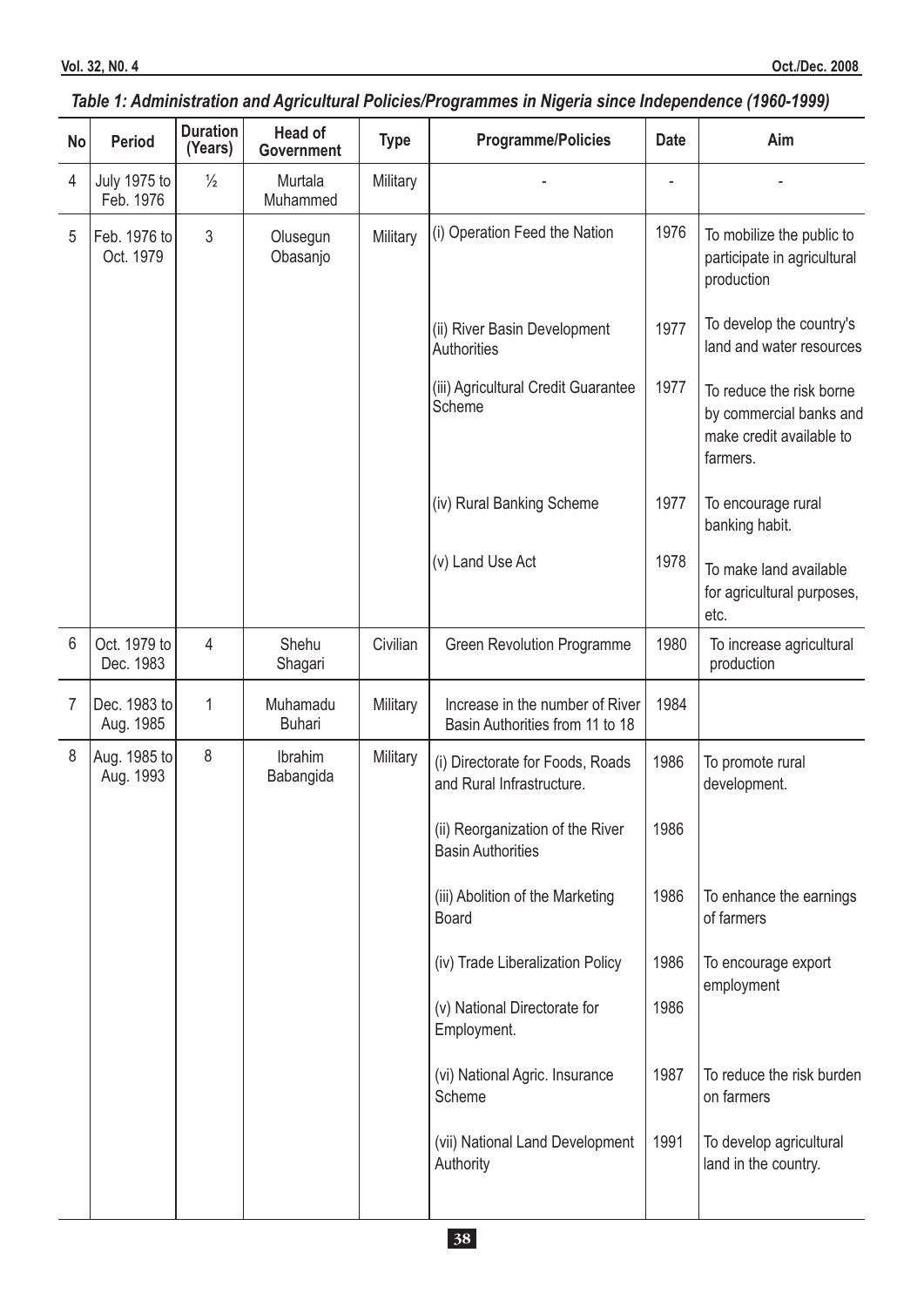*Table 1: Administration and Agricultural Policies/Programmes in Nigeria since Independence (1960-1999)*

| No | Period | Duration (Years) | Head of Government | Type | Programme/Policies | Date | Aim |
|---|---|---|---|---|---|---|---|
| 4 | July 1975 to Feb. 1976 | ½ | Murtala Muhammed | Military | - | - | - |
| 5 | Feb. 1976 to Oct. 1979 | 3 | Olusegun Obasanjo | Military | (i) Operation Feed the Nation | 1976 | To mobilize the public to participate in agricultural production |
| | | | | | (ii) River Basin Development Authorities | 1977 | To develop the country's land and water resources |
| | | | | | (iii) Agricultural Credit Guarantee Scheme | 1977 | To reduce the risk borne by commercial banks and make credit available to farmers. |
| | | | | | (iv) Rural Banking Scheme | 1977 | To encourage rural banking habit. |
| | | | | | (v) Land Use Act | 1978 | To make land available for agricultural purposes, etc. |
| 6 | Oct. 1979 to Dec. 1983 | 4 | Shehu Shagari | Civilian | Green Revolution Programme | 1980 | To increase agricultural production |
| 7 | Dec. 1983 to Aug. 1985 | 1 | Muhamadu Buhari | Military | Increase in the number of River Basin Authorities from 11 to 18 | 1984 | |
| 8 | Aug. 1985 to Aug. 1993 | 8 | Ibrahim Babangida | Military | (i) Directorate for Foods, Roads and Rural Infrastructure. | 1986 | To promote rural development. |
| | | | | | (ii) Reorganization of the River Basin Authorities | 1986 | |
| | | | | | (iii) Abolition of the Marketing Board | 1986 | To enhance the earnings of farmers |
| | | | | | (iv) Trade Liberalization Policy | 1986 | To encourage export employment |
| | | | | | (v) National Directorate for Employment. | 1986 | |
| | | | | | (vi) National Agric. Insurance Scheme | 1987 | To reduce the risk burden on farmers |
| | | | | | (vii) National Land Development Authority | 1991 | To develop agricultural land in the country. |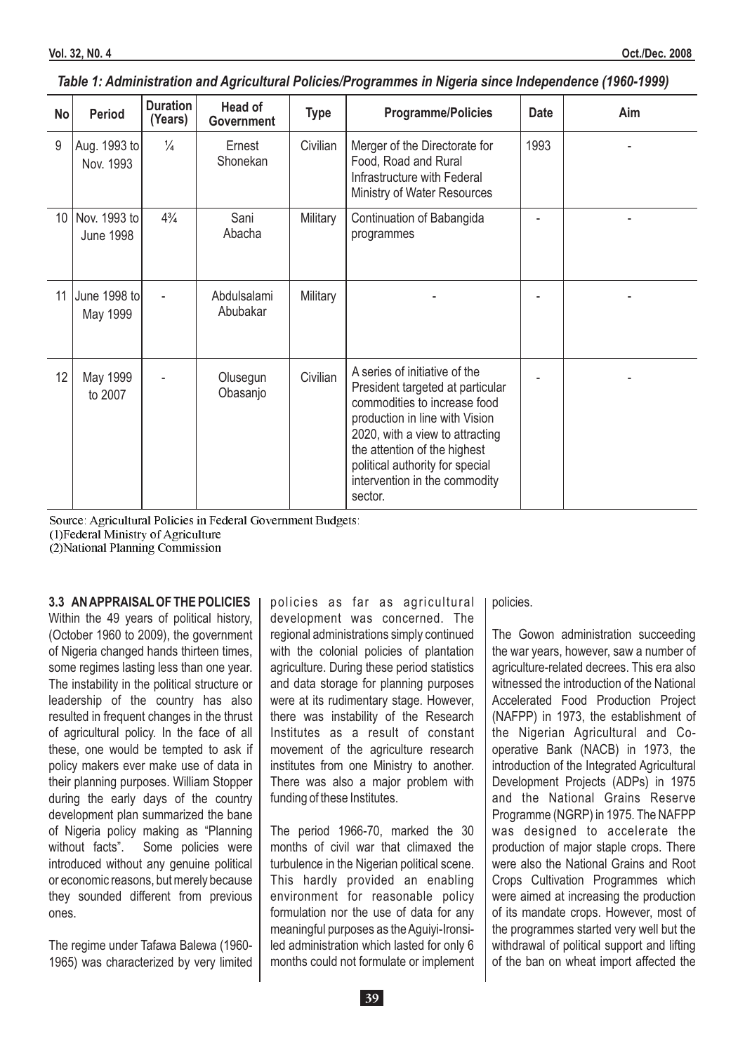*Table 1: Administration and Agricultural Policies/Programmes in Nigeria since Independence (1960-1999)*

| No | Period | Duration (Years) | Head of Government | Type | Programme/Policies | Date | Aim |
|---|---|---|---|---|---|---|---|
| 9 | Aug. 1993 to Nov. 1993 | ¼ | Ernest Shonekan | Civilian | Merger of the Directorate for Food, Road and Rural Infrastructure with Federal Ministry of Water Resources | 1993 | - |
| 10 | Nov. 1993 to June 1998 | 4¾ | Sani Abacha | Military | Continuation of Babangida programmes | - | - |
| 11 | June 1998 to May 1999 | - | Abdulsalami Abubakar | Military | - | - | - |
| 12 | May 1999 to 2007 | - | Olusegun Obasanjo | Civilian | A series of initiative of the President targeted at particular commodities to increase food production in line with Vision 2020, with a view to attracting the attention of the highest political authority for special intervention in the commodity sector. | - | - |

Source: Agricultural Policies in Federal Government Budgets:
(1)Federal Ministry of Agriculture
(2)National Planning Commission

**3.3 AN APPRAISAL OF THE POLICIES**

Within the 49 years of political history, (October 1960 to 2009), the government of Nigeria changed hands thirteen times, some regimes lasting less than one year. The instability in the political structure or leadership of the country has also resulted in frequent changes in the thrust of agricultural policy. In the face of all these, one would be tempted to ask if policy makers ever make use of data in their planning purposes. William Stopper during the early days of the country development plan summarized the bane of Nigeria policy making as "Planning without facts". Some policies were introduced without any genuine political or economic reasons, but merely because they sounded different from previous ones.

The regime under Tafawa Balewa (1960-1965) was characterized by very limited policies as far as agricultural development was concerned. The regional administrations simply continued with the colonial policies of plantation agriculture. During these period statistics and data storage for planning purposes were at its rudimentary stage. However, there was instability of the Research Institutes as a result of constant movement of the agriculture research institutes from one Ministry to another. There was also a major problem with funding of these Institutes.

The period 1966-70, marked the 30 months of civil war that climaxed the turbulence in the Nigerian political scene. This hardly provided an enabling environment for reasonable policy formulation nor the use of data for any meaningful purposes as the Aguiyi-Ironsi-led administration which lasted for only 6 months could not formulate or implement policies.

The Gowon administration succeeding the war years, however, saw a number of agriculture-related decrees. This era also witnessed the introduction of the National Accelerated Food Production Project (NAFPP) in 1973, the establishment of the Nigerian Agricultural and Co-operative Bank (NACB) in 1973, the introduction of the Integrated Agricultural Development Projects (ADPs) in 1975 and the National Grains Reserve Programme (NGRP) in 1975. The NAFPP was designed to accelerate the production of major staple crops. There were also the National Grains and Root Crops Cultivation Programmes which were aimed at increasing the production of its mandate crops. However, most of the programmes started very well but the withdrawal of political support and lifting of the ban on wheat import affected the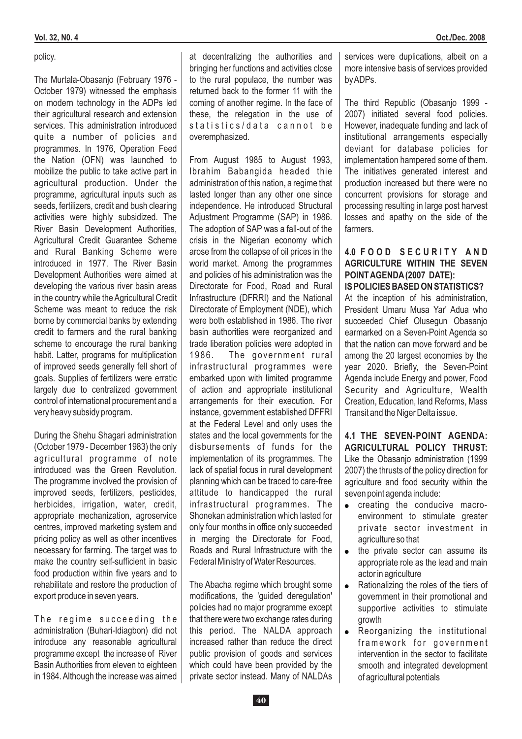policy.

The Murtala-Obasanjo (February 1976 - October 1979) witnessed the emphasis on modern technology in the ADPs led their agricultural research and extension services. This administration introduced quite a number of policies and programmes. In 1976, Operation Feed the Nation (OFN) was launched to mobilize the public to take active part in agricultural production. Under the programme, agricultural inputs such as seeds, fertilizers, credit and bush clearing activities were highly subsidized. The River Basin Development Authorities, Agricultural Credit Guarantee Scheme and Rural Banking Scheme were introduced in 1977. The River Basin Development Authorities were aimed at developing the various river basin areas in the country while the Agricultural Credit Scheme was meant to reduce the risk borne by commercial banks by extending credit to farmers and the rural banking scheme to encourage the rural banking habit. Latter, programs for multiplication of improved seeds generally fell short of goals. Supplies of fertilizers were erratic largely due to centralized government control of international procurement and a very heavy subsidy program.

During the Shehu Shagari administration (October 1979 - December 1983) the only agricultural programme of note introduced was the Green Revolution. The programme involved the provision of improved seeds, fertilizers, pesticides, herbicides, irrigation, water, credit, appropriate mechanization, agroservice centres, improved marketing system and pricing policy as well as other incentives necessary for farming. The target was to make the country self-sufficient in basic food production within five years and to rehabilitate and restore the production of export produce in seven years.

The regime succeeding the administration (Buhari-Idiagbon) did not introduce any reasonable agricultural programme except the increase of River Basin Authorities from eleven to eighteen in 1984. Although the increase was aimed at decentralizing the authorities and bringing her functions and activities close to the rural populace, the number was returned back to the former 11 with the coming of another regime. In the face of these, the relegation in the use of statistics/data cannot be overemphasized.

From August 1985 to August 1993, Ibrahim Babangida headed thie administration of this nation, a regime that lasted longer than any other one since independence. He introduced Structural Adjustment Programme (SAP) in 1986. The adoption of SAP was a fall-out of the crisis in the Nigerian economy which arose from the collapse of oil prices in the world market. Among the programmes and policies of his administration was the Directorate for Food, Road and Rural Infrastructure (DFRRI) and the National Directorate of Employment (NDE), which were both established in 1986. The river basin authorities were reorganized and trade liberation policies were adopted in 1986. The government rural infrastructural programmes were embarked upon with limited programme of action and appropriate institutional arrangements for their execution. For instance, government established DFFRI at the Federal Level and only uses the states and the local governments for the disbursements of funds for the implementation of its programmes. The lack of spatial focus in rural development planning which can be traced to care-free attitude to handicapped the rural infrastructural programmes. The Shonekan administration which lasted for only four months in office only succeeded in merging the Directorate for Food, Roads and Rural Infrastructure with the Federal Ministry of Water Resources.

The Abacha regime which brought some modifications, the 'guided deregulation' policies had no major programme except that there were two exchange rates during this period. The NALDA approach increased rather than reduce the direct public provision of goods and services which could have been provided by the private sector instead. Many of NALDAs services were duplications, albeit on a more intensive basis of services provided by ADPs.

The third Republic (Obasanjo 1999 - 2007) initiated several food policies. However, inadequate funding and lack of institutional arrangements especially deviant for database policies for implementation hampered some of them. The initiatives generated interest and production increased but there were no concurrent provisions for storage and processing resulting in large post harvest losses and apathy on the side of the farmers.

## 4.0 FOOD SECURITY AND AGRICULTURE WITHIN THE SEVEN POINT AGENDA (2007 DATE): IS POLICIES BASED ON STATISTICS?

At the inception of his administration, President Umaru Musa Yar' Adua who succeeded Chief Olusegun Obasanjo earmarked on a Seven-Point Agenda so that the nation can move forward and be among the 20 largest economies by the year 2020. Briefly, the Seven-Point Agenda include Energy and power, Food Security and Agriculture, Wealth Creation, Education, land Reforms, Mass Transit and the Niger Delta issue.

### 4.1 THE SEVEN-POINT AGENDA: AGRICULTURAL POLICY THRUST:

Like the Obasanjo administration (1999 2007) the thrusts of the policy direction for agriculture and food security within the seven point agenda include:

- creating the conducive macro-environment to stimulate greater private sector investment in agriculture so that
- the private sector can assume its appropriate role as the lead and main actor in agriculture
- Rationalizing the roles of the tiers of government in their promotional and supportive activities to stimulate growth
- Reorganizing the institutional framework for government intervention in the sector to facilitate smooth and integrated development of agricultural potentials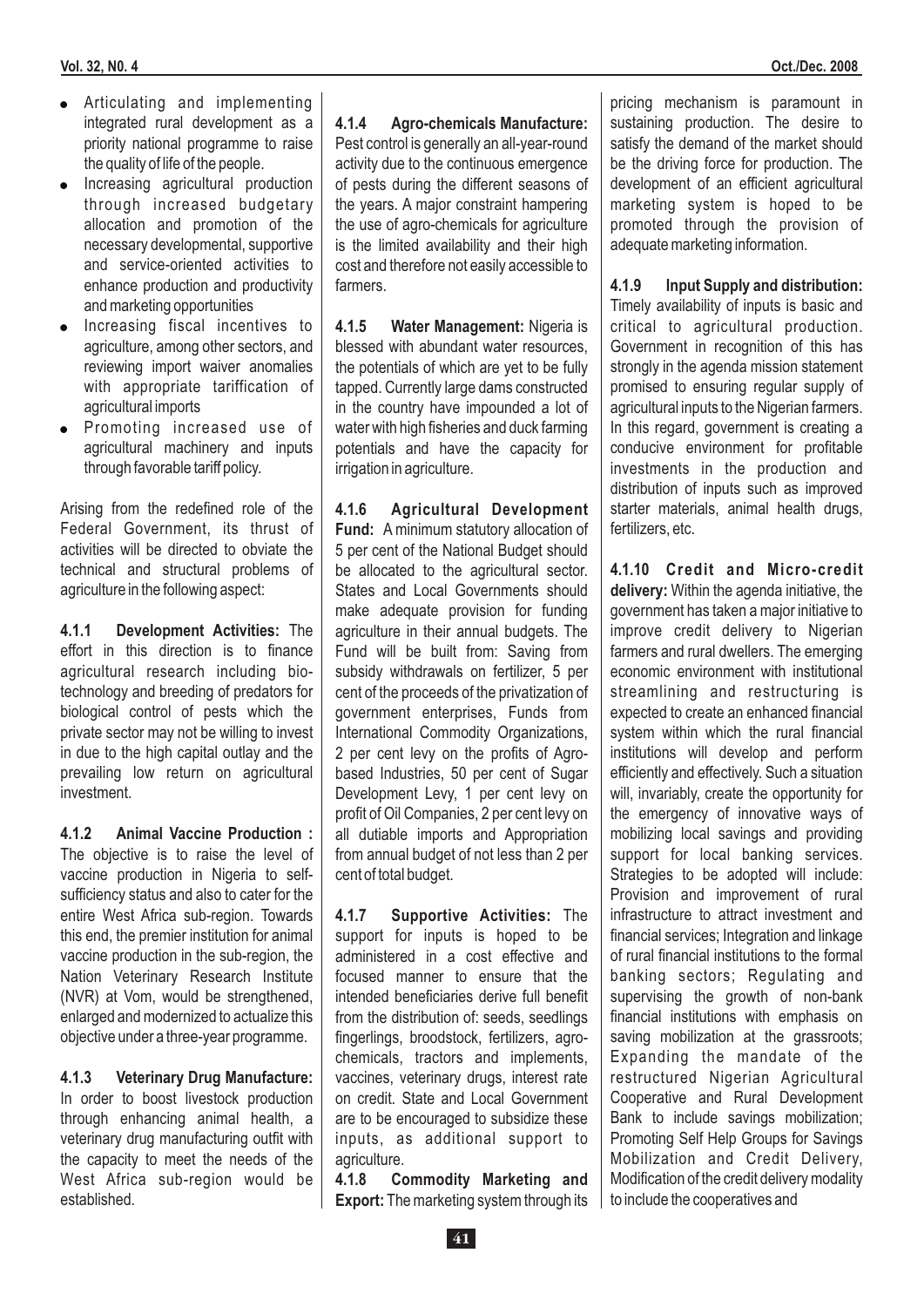- Articulating and implementing integrated rural development as a priority national programme to raise the quality of life of the people.
- Increasing agricultural production through increased budgetary allocation and promotion of the necessary developmental, supportive and service-oriented activities to enhance production and productivity and marketing opportunities
- Increasing fiscal incentives to agriculture, among other sectors, and reviewing import waiver anomalies with appropriate tariffication of agricultural imports
- Promoting increased use of agricultural machinery and inputs through favorable tariff policy.

Arising from the redefined role of the Federal Government, its thrust of activities will be directed to obviate the technical and structural problems of agriculture in the following aspect:

**4.1.1 Development Activities:** The effort in this direction is to finance agricultural research including bio-technology and breeding of predators for biological control of pests which the private sector may not be willing to invest in due to the high capital outlay and the prevailing low return on agricultural investment.

**4.1.2 Animal Vaccine Production :** The objective is to raise the level of vaccine production in Nigeria to self-sufficiency status and also to cater for the entire West Africa sub-region. Towards this end, the premier institution for animal vaccine production in the sub-region, the Nation Veterinary Research Institute (NVR) at Vom, would be strengthened, enlarged and modernized to actualize this objective under a three-year programme.

**4.1.3 Veterinary Drug Manufacture:** In order to boost livestock production through enhancing animal health, a veterinary drug manufacturing outfit with the capacity to meet the needs of the West Africa sub-region would be established.

**4.1.4 Agro-chemicals Manufacture:** Pest control is generally an all-year-round activity due to the continuous emergence of pests during the different seasons of the years. A major constraint hampering the use of agro-chemicals for agriculture is the limited availability and their high cost and therefore not easily accessible to farmers.

**4.1.5 Water Management:** Nigeria is blessed with abundant water resources, the potentials of which are yet to be fully tapped. Currently large dams constructed in the country have impounded a lot of water with high fisheries and duck farming potentials and have the capacity for irrigation in agriculture.

**4.1.6 Agricultural Development Fund:** A minimum statutory allocation of 5 per cent of the National Budget should be allocated to the agricultural sector. States and Local Governments should make adequate provision for funding agriculture in their annual budgets. The Fund will be built from: Saving from subsidy withdrawals on fertilizer, 5 per cent of the proceeds of the privatization of government enterprises, Funds from International Commodity Organizations, 2 per cent levy on the profits of Agro-based Industries, 50 per cent of Sugar Development Levy, 1 per cent levy on profit of Oil Companies, 2 per cent levy on all dutiable imports and Appropriation from annual budget of not less than 2 per cent of total budget.

**4.1.7 Supportive Activities:** The support for inputs is hoped to be administered in a cost effective and focused manner to ensure that the intended beneficiaries derive full benefit from the distribution of: seeds, seedlings fingerlings, broodstock, fertilizers, agro-chemicals, tractors and implements, vaccines, veterinary drugs, interest rate on credit. State and Local Government are to be encouraged to subsidize these inputs, as additional support to agriculture.

**4.1.8 Commodity Marketing and Export:** The marketing system through its pricing mechanism is paramount in sustaining production. The desire to satisfy the demand of the market should be the driving force for production. The development of an efficient agricultural marketing system is hoped to be promoted through the provision of adequate marketing information.

**4.1.9 Input Supply and distribution:** Timely availability of inputs is basic and critical to agricultural production. Government in recognition of this has strongly in the agenda mission statement promised to ensuring regular supply of agricultural inputs to the Nigerian farmers. In this regard, government is creating a conducive environment for profitable investments in the production and distribution of inputs such as improved starter materials, animal health drugs, fertilizers, etc.

**4.1.10 Credit and Micro-credit delivery:** Within the agenda initiative, the government has taken a major initiative to improve credit delivery to Nigerian farmers and rural dwellers. The emerging economic environment with institutional streamlining and restructuring is expected to create an enhanced financial system within which the rural financial institutions will develop and perform efficiently and effectively. Such a situation will, invariably, create the opportunity for the emergency of innovative ways of mobilizing local savings and providing support for local banking services. Strategies to be adopted will include: Provision and improvement of rural infrastructure to attract investment and financial services; Integration and linkage of rural financial institutions to the formal banking sectors; Regulating and supervising the growth of non-bank financial institutions with emphasis on saving mobilization at the grassroots; Expanding the mandate of the restructured Nigerian Agricultural Cooperative and Rural Development Bank to include savings mobilization; Promoting Self Help Groups for Savings Mobilization and Credit Delivery, Modification of the credit delivery modality to include the cooperatives and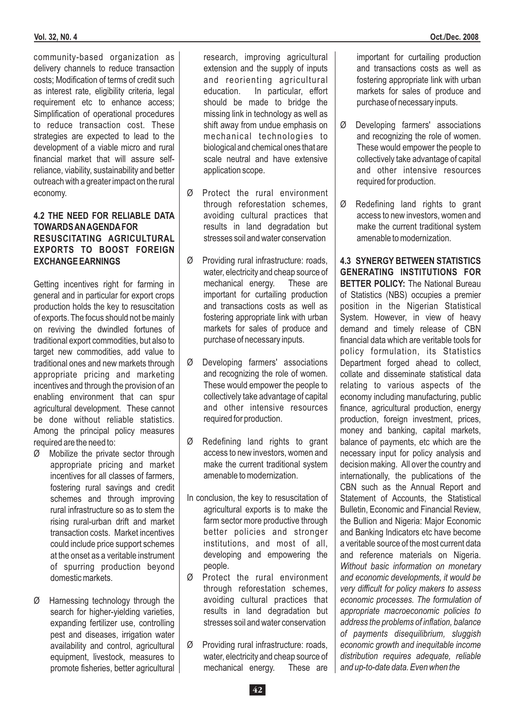community-based organization as delivery channels to reduce transaction costs; Modification of terms of credit such as interest rate, eligibility criteria, legal requirement etc to enhance access; Simplification of operational procedures to reduce transaction cost. These strategies are expected to lead to the development of a viable micro and rural financial market that will assure self-reliance, viability, sustainability and better outreach with a greater impact on the rural economy.

### 4.2 THE NEED FOR RELIABLE DATA TOWARDS AN AGENDA FOR RESUSCITATING AGRICULTURAL EXPORTS TO BOOST FOREIGN EXCHANGE EARNINGS

Getting incentives right for farming in general and in particular for export crops production holds the key to resuscitation of exports. The focus should not be mainly on reviving the dwindled fortunes of traditional export commodities, but also to target new commodities, add value to traditional ones and new markets through appropriate pricing and marketing incentives and through the provision of an enabling environment that can spur agricultural development. These cannot be done without reliable statistics. Among the principal policy measures required are the need to:

- Mobilize the private sector through appropriate pricing and market incentives for all classes of farmers, fostering rural savings and credit schemes and through improving rural infrastructure so as to stem the rising rural-urban drift and market transaction costs. Market incentives could include price support schemes at the onset as a veritable instrument of spurring production beyond domestic markets.
- Harnessing technology through the search for higher-yielding varieties, expanding fertilizer use, controlling pest and diseases, irrigation water availability and control, agricultural equipment, livestock, measures to promote fisheries, better agricultural research, improving agricultural extension and the supply of inputs and reorienting agricultural education. In particular, effort should be made to bridge the missing link in technology as well as shift away from undue emphasis on mechanical technologies to biological and chemical ones that are scale neutral and have extensive application scope.
- Protect the rural environment through reforestation schemes, avoiding cultural practices that results in land degradation but stresses soil and water conservation
- Providing rural infrastructure: roads, water, electricity and cheap source of mechanical energy. These are important for curtailing production and transactions costs as well as fostering appropriate link with urban markets for sales of produce and purchase of necessary inputs.
- Developing farmers' associations and recognizing the role of women. These would empower the people to collectively take advantage of capital and other intensive resources required for production.
- Redefining land rights to grant access to new investors, women and make the current traditional system amenable to modernization.

In conclusion, the key to resuscitation of agricultural exports is to make the farm sector more productive through better policies and stronger institutions, and most of all, developing and empowering the people.

- Protect the rural environment through reforestation schemes, avoiding cultural practices that results in land degradation but stresses soil and water conservation
- Providing rural infrastructure: roads, water, electricity and cheap source of mechanical energy. These are important for curtailing production and transactions costs as well as fostering appropriate link with urban markets for sales of produce and purchase of necessary inputs.
- Developing farmers' associations and recognizing the role of women. These would empower the people to collectively take advantage of capital and other intensive resources required for production.
- Redefining land rights to grant access to new investors, women and make the current traditional system amenable to modernization.

**4.3 SYNERGY BETWEEN STATISTICS GENERATING INSTITUTIONS FOR BETTER POLICY:** The National Bureau of Statistics (NBS) occupies a premier position in the Nigerian Statistical System. However, in view of heavy demand and timely release of CBN financial data which are veritable tools for policy formulation, its Statistics Department forged ahead to collect, collate and disseminate statistical data relating to various aspects of the economy including manufacturing, public finance, agricultural production, energy production, foreign investment, prices, money and banking, capital markets, balance of payments, etc which are the necessary input for policy analysis and decision making. All over the country and internationally, the publications of the CBN such as the Annual Report and Statement of Accounts, the Statistical Bulletin, Economic and Financial Review, the Bullion and Nigeria: Major Economic and Banking Indicators etc have become a veritable source of the most current data and reference materials on Nigeria. *Without basic information on monetary and economic developments, it would be very difficult for policy makers to assess economic processes. The formulation of appropriate macroeconomic policies to address the problems of inflation, balance of payments disequilibrium, sluggish economic growth and inequitable income distribution requires adequate, reliable and up-to-date data. Even when the*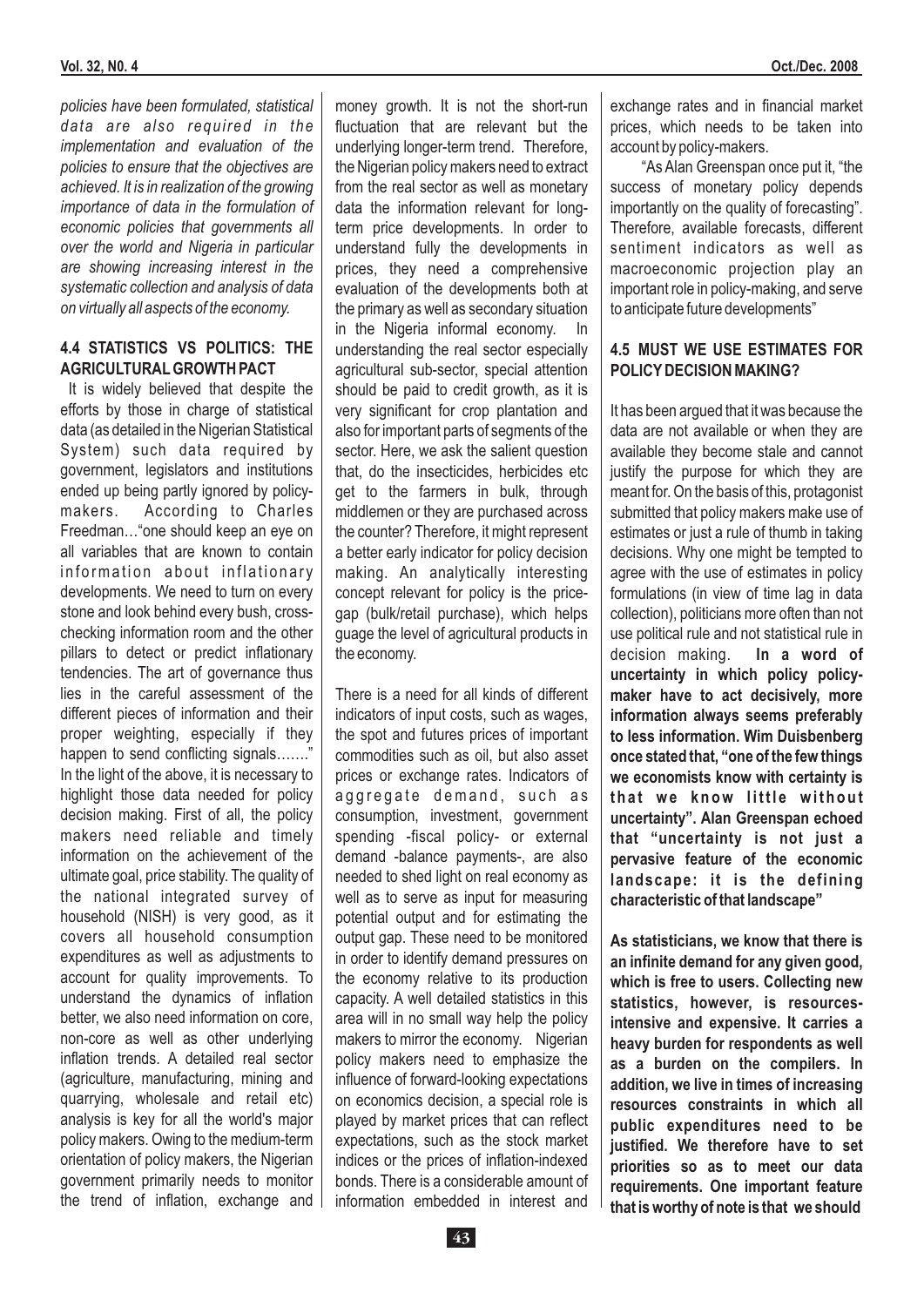*policies have been formulated, statistical data are also required in the implementation and evaluation of the policies to ensure that the objectives are achieved. It is in realization of the growing importance of data in the formulation of economic policies that governments all over the world and Nigeria in particular are showing increasing interest in the systematic collection and analysis of data on virtually all aspects of the economy.*

### 4.4 STATISTICS VS POLITICS: THE AGRICULTURAL GROWTH PACT

It is widely believed that despite the efforts by those in charge of statistical data (as detailed in the Nigerian Statistical System) such data required by government, legislators and institutions ended up being partly ignored by policy-makers. According to Charles Freedman…"one should keep an eye on all variables that are known to contain information about inflationary developments. We need to turn on every stone and look behind every bush, cross-checking information room and the other pillars to detect or predict inflationary tendencies. The art of governance thus lies in the careful assessment of the different pieces of information and their proper weighting, especially if they happen to send conflicting signals……." In the light of the above, it is necessary to highlight those data needed for policy decision making. First of all, the policy makers need reliable and timely information on the achievement of the ultimate goal, price stability. The quality of the national integrated survey of household (NISH) is very good, as it covers all household consumption expenditures as well as adjustments to account for quality improvements. To understand the dynamics of inflation better, we also need information on core, non-core as well as other underlying inflation trends. A detailed real sector (agriculture, manufacturing, mining and quarrying, wholesale and retail etc) analysis is key for all the world's major policy makers. Owing to the medium-term orientation of policy makers, the Nigerian government primarily needs to monitor the trend of inflation, exchange and money growth. It is not the short-run fluctuation that are relevant but the underlying longer-term trend. Therefore, the Nigerian policy makers need to extract from the real sector as well as monetary data the information relevant for long-term price developments. In order to understand fully the developments in prices, they need a comprehensive evaluation of the developments both at the primary as well as secondary situation in the Nigeria informal economy. In understanding the real sector especially agricultural sub-sector, special attention should be paid to credit growth, as it is very significant for crop plantation and also for important parts of segments of the sector. Here, we ask the salient question that, do the insecticides, herbicides etc get to the farmers in bulk, through middlemen or they are purchased across the counter? Therefore, it might represent a better early indicator for policy decision making. An analytically interesting concept relevant for policy is the price-gap (bulk/retail purchase), which helps guage the level of agricultural products in the economy.

There is a need for all kinds of different indicators of input costs, such as wages, the spot and futures prices of important commodities such as oil, but also asset prices or exchange rates. Indicators of aggregate demand, such as consumption, investment, government spending -fiscal policy- or external demand -balance payments-, are also needed to shed light on real economy as well as to serve as input for measuring potential output and for estimating the output gap. These need to be monitored in order to identify demand pressures on the economy relative to its production capacity. A well detailed statistics in this area will in no small way help the policy makers to mirror the economy. Nigerian policy makers need to emphasize the influence of forward-looking expectations on economics decision, a special role is played by market prices that can reflect expectations, such as the stock market indices or the prices of inflation-indexed bonds. There is a considerable amount of information embedded in interest and exchange rates and in financial market prices, which needs to be taken into account by policy-makers.

"As Alan Greenspan once put it, "the success of monetary policy depends importantly on the quality of forecasting". Therefore, available forecasts, different sentiment indicators as well as macroeconomic projection play an important role in policy-making, and serve to anticipate future developments"

### 4.5 MUST WE USE ESTIMATES FOR POLICY DECISION MAKING?

It has been argued that it was because the data are not available or when they are available they become stale and cannot justify the purpose for which they are meant for. On the basis of this, protagonist submitted that policy makers make use of estimates or just a rule of thumb in taking decisions. Why one might be tempted to agree with the use of estimates in policy formulations (in view of time lag in data collection), politicians more often than not use political rule and not statistical rule in decision making. **In a word of uncertainty in which policy policy-maker have to act decisively, more information always seems preferably to less information. Wim Duisenberg once stated that, "one of the few things we economists know with certainty is that we know little without uncertainty". Alan Greenspan echoed that "uncertainty is not just a pervasive feature of the economic landscape: it is the defining characteristic of that landscape"**

**As statisticians, we know that there is an infinite demand for any given good, which is free to users. Collecting new statistics, however, is resources-intensive and expensive. It carries a heavy burden for respondents as well as a burden on the compilers. In addition, we live in times of increasing resources constraints in which all public expenditures need to be justified. We therefore have to set priorities so as to meet our data requirements. One important feature that is worthy of note is that we should**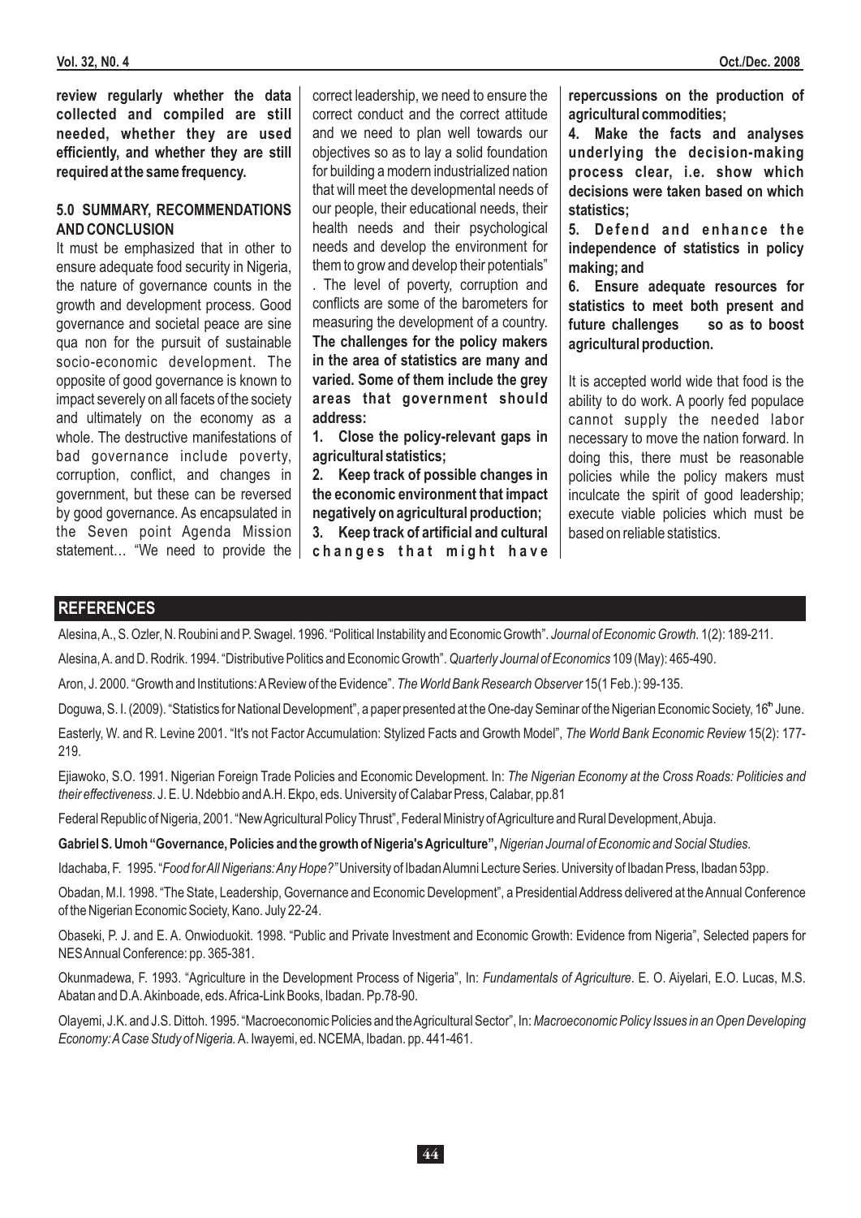**review regularly whether the data collected and compiled are still needed, whether they are used efficiently, and whether they are still required at the same frequency.**

## 5.0 SUMMARY, RECOMMENDATIONS AND CONCLUSION

It must be emphasized that in other to ensure adequate food security in Nigeria, the nature of governance counts in the growth and development process. Good governance and societal peace are sine qua non for the pursuit of sustainable socio-economic development. The opposite of good governance is known to impact severely on all facets of the society and ultimately on the economy as a whole. The destructive manifestations of bad governance include poverty, corruption, conflict, and changes in government, but these can be reversed by good governance. As encapsulated in the Seven point Agenda Mission statement… "We need to provide the correct leadership, we need to ensure the correct conduct and the correct attitude and we need to plan well towards our objectives so as to lay a solid foundation for building a modern industrialized nation that will meet the developmental needs of our people, their educational needs, their health needs and their psychological needs and develop the environment for them to grow and develop their potentials" . The level of poverty, corruption and conflicts are some of the barometers for measuring the development of a country. **The challenges for the policy makers in the area of statistics are many and varied. Some of them include the grey areas that government should address:**

1. **Close the policy-relevant gaps in agricultural statistics;**
2. **Keep track of possible changes in the economic environment that impact negatively on agricultural production;**
3. **Keep track of artificial and cultural changes that might have repercussions on the production of agricultural commodities;**
4. **Make the facts and analyses underlying the decision-making process clear, i.e. show which decisions were taken based on which statistics;**
5. **Defend and enhance the independence of statistics in policy making; and**
6. **Ensure adequate resources for statistics to meet both present and future challenges so as to boost agricultural production.**

It is accepted world wide that food is the ability to do work. A poorly fed populace cannot supply the needed labor necessary to move the nation forward. In doing this, there must be reasonable policies while the policy makers must inculcate the spirit of good leadership; execute viable policies which must be based on reliable statistics.

## REFERENCES

Alesina, A., S. Ozler, N. Roubini and P. Swagel. 1996. "Political Instability and Economic Growth". *Journal of Economic Growth*. 1(2): 189-211.

Alesina, A. and D. Rodrik. 1994. "Distributive Politics and Economic Growth". *Quarterly Journal of Economics* 109 (May): 465-490.

Aron, J. 2000. "Growth and Institutions: A Review of the Evidence". *The World Bank Research Observer* 15(1 Feb.): 99-135.

Doguwa, S. I. (2009). "Statistics for National Development", a paper presented at the One-day Seminar of the Nigerian Economic Society, 16th June.

Easterly, W. and R. Levine 2001. "It's not Factor Accumulation: Stylized Facts and Growth Model", *The World Bank Economic Review* 15(2): 177-219.

Ejiawoko, S.O. 1991. Nigerian Foreign Trade Policies and Economic Development. In: *The Nigerian Economy at the Cross Roads: Politicies and their effectiveness*. J. E. U. Ndebbio and A.H. Ekpo, eds. University of Calabar Press, Calabar, pp.81

Federal Republic of Nigeria, 2001. "New Agricultural Policy Thrust", Federal Ministry of Agriculture and Rural Development, Abuja.

**Gabriel S. Umoh "Governance, Policies and the growth of Nigeria's Agriculture",** *Nigerian Journal of Economic and Social Studies.*

Idachaba, F. 1995. "*Food for All Nigerians: Any Hope?"* University of Ibadan Alumni Lecture Series. University of Ibadan Press, Ibadan 53pp.

Obadan, M.I. 1998. "The State, Leadership, Governance and Economic Development", a Presidential Address delivered at the Annual Conference of the Nigerian Economic Society, Kano. July 22-24.

Obaseki, P. J. and E. A. Onwioduokit. 1998. "Public and Private Investment and Economic Growth: Evidence from Nigeria", Selected papers for NES Annual Conference: pp. 365-381.

Okunmadewa, F. 1993. "Agriculture in the Development Process of Nigeria", In: *Fundamentals of Agriculture*. E. O. Aiyelari, E.O. Lucas, M.S. Abatan and D.A. Akinboade, eds. Africa-Link Books, Ibadan. Pp.78-90.

Olayemi, J.K. and J.S. Dittoh. 1995. "Macroeconomic Policies and the Agricultural Sector", In: *Macroeconomic Policy Issues in an Open Developing Economy: A Case Study of Nigeria*. A. Iwayemi, ed. NCEMA, Ibadan. pp. 441-461.